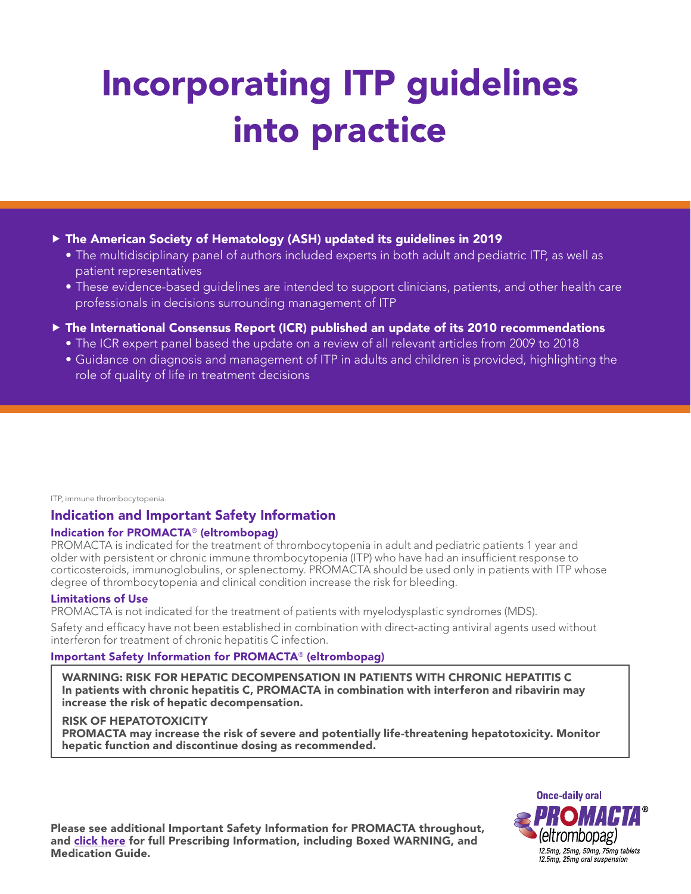# Incorporating ITP guidelines into practice

- **The American Society of Hematology (ASH) updated its guidelines in 2019**
  - The multidisciplinary panel of authors included experts in both adult and pediatric ITP, as well as patient representatives
  - These evidence-based guidelines are intended to support clinicians, patients, and other health care professionals in decisions surrounding management of ITP
- **The International Consensus Report (ICR) published an update of its 2010 recommendations**
  - The ICR expert panel based the update on a review of all relevant articles from 2009 to 2018
  - Guidance on diagnosis and management of ITP in adults and children is provided, highlighting the role of quality of life in treatment decisions

ITP, immune thrombocytopenia.

## Indication and Important Safety Information

### Indication for PROMACTA® (eltrombopag)

PROMACTA is indicated for the treatment of thrombocytopenia in adult and pediatric patients 1 year and older with persistent or chronic immune thrombocytopenia (ITP) who have had an insufficient response to corticosteroids, immunoglobulins, or splenectomy. PROMACTA should be used only in patients with ITP whose degree of thrombocytopenia and clinical condition increase the risk for bleeding.

### Limitations of Use

PROMACTA is not indicated for the treatment of patients with myelodysplastic syndromes (MDS).

Safety and efficacy have not been established in combination with direct-acting antiviral agents used without interferon for treatment of chronic hepatitis C infection.

### Important Safety Information for PROMACTA® (eltrombopag)

**WARNING: RISK FOR HEPATIC DECOMPENSATION IN PATIENTS WITH CHRONIC HEPATITIS C**
**In patients with chronic hepatitis C, PROMACTA in combination with interferon and ribavirin may increase the risk of hepatic decompensation.**

**RISK OF HEPATOTOXICITY**
**PROMACTA may increase the risk of severe and potentially life-threatening hepatotoxicity. Monitor hepatic function and discontinue dosing as recommended.**

**Please see additional Important Safety Information for PROMACTA throughout, and click here for full Prescribing Information, including Boxed WARNING, and Medication Guide.**

Once-daily oral
PROMACTA®
(eltrombopag)
*12.5mg, 25mg, 50mg, 75mg tablets*
*12.5mg, 25mg oral suspension*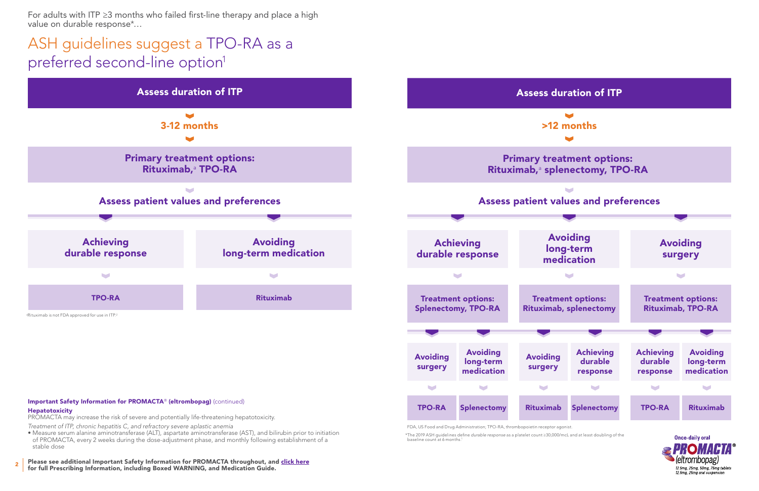For adults with ITP ≥3 months who failed first-line therapy and place a high value on durable response*…

# ASH guidelines suggest a TPO-RA as a preferred second-line option[1]

## Assess duration of ITP

### 3-12 months

**Primary treatment options: Rituximab,[a] TPO-RA**

**Assess patient values and preferences**

| Achieving durable response | Avoiding long-term medication |
|---|---|
| TPO-RA | Rituximab |

[a]Rituximab is not FDA approved for use in ITP.[2]

## Assess duration of ITP

### >12 months

**Primary treatment options: Rituximab,[a] splenectomy, TPO-RA**

**Assess patient values and preferences**

| Achieving durable response | | Avoiding long-term medication | | Avoiding surgery | |
|---|---|---|---|---|---|
| Treatment options: Splenectomy, TPO-RA | | Treatment options: Rituximab, splenectomy | | Treatment options: Rituximab, TPO-RA | |
| Avoiding surgery | Avoiding long-term medication | Avoiding surgery | Achieving durable response | Achieving durable response | Avoiding long-term medication |
| TPO-RA | Splenectomy | Rituximab | Splenectomy | TPO-RA | Rituximab |

FDA, US Food and Drug Administration; TPO-RA, thrombopoietin receptor agonist.

*The 2019 ASH guidelines define *durable response* as a platelet count ≥30,000/mcL and at least doubling of the baseline count at 6 months.[1]

**Important Safety Information for PROMACTA® (eltrombopag)** (continued)

**Hepatotoxicity**

PROMACTA may increase the risk of severe and potentially life-threatening hepatotoxicity.

*Treatment of ITP, chronic hepatitis C, and refractory severe aplastic anemia*

- Measure serum alanine aminotransferase (ALT), aspartate aminotransferase (AST), and bilirubin prior to initiation of PROMACTA, every 2 weeks during the dose-adjustment phase, and monthly following establishment of a stable dose

**Please see additional Important Safety Information for PROMACTA throughout, and click here for full Prescribing Information, including Boxed WARNING, and Medication Guide.**

Once-daily oral PROMACTA® (eltrombopag) 12.5mg, 25mg, 50mg, 75mg tablets 12.5mg, 25mg oral suspension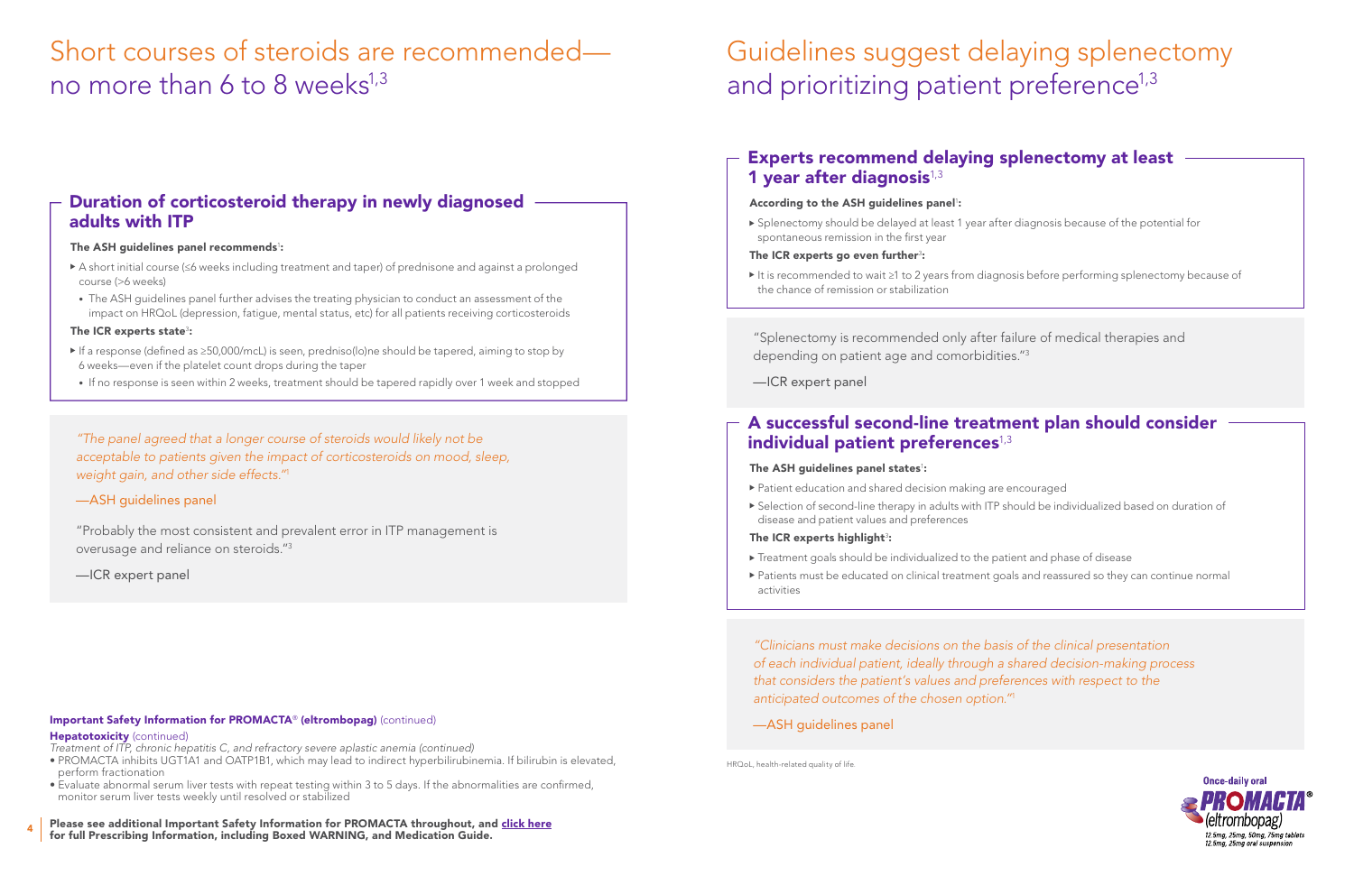# Short courses of steroids are recommended—no more than 6 to 8 weeks[1,3]

## Duration of corticosteroid therapy in newly diagnosed adults with ITP

**The ASH guidelines panel recommends[1]:**

- A short initial course (≤6 weeks including treatment and taper) of prednisone and against a prolonged course (>6 weeks)
  - The ASH guidelines panel further advises the treating physician to conduct an assessment of the impact on HRQoL (depression, fatigue, mental status, etc) for all patients receiving corticosteroids

**The ICR experts state[3]:**

- If a response (defined as ≥50,000/mcL) is seen, predniso(lo)ne should be tapered, aiming to stop by 6 weeks—even if the platelet count drops during the taper
  - If no response is seen within 2 weeks, treatment should be tapered rapidly over 1 week and stopped

*"The panel agreed that a longer course of steroids would likely not be acceptable to patients given the impact of corticosteroids on mood, sleep, weight gain, and other side effects."[1]*

—ASH guidelines panel

"Probably the most consistent and prevalent error in ITP management is overusage and reliance on steroids."[3]

—ICR expert panel

**Important Safety Information for PROMACTA® (eltrombopag)** (continued)

**Hepatotoxicity** (continued)

*Treatment of ITP, chronic hepatitis C, and refractory severe aplastic anemia (continued)*

- PROMACTA inhibits UGT1A1 and OATP1B1, which may lead to indirect hyperbilirubinemia. If bilirubin is elevated, perform fractionation
- Evaluate abnormal serum liver tests with repeat testing within 3 to 5 days. If the abnormalities are confirmed, monitor serum liver tests weekly until resolved or stabilized

**Please see additional Important Safety Information for PROMACTA throughout, and click here for full Prescribing Information, including Boxed WARNING, and Medication Guide.**

# Guidelines suggest delaying splenectomy and prioritizing patient preference[1,3]

## Experts recommend delaying splenectomy at least 1 year after diagnosis[1,3]

**According to the ASH guidelines panel[1]:**

- Splenectomy should be delayed at least 1 year after diagnosis because of the potential for spontaneous remission in the first year

**The ICR experts go even further[3]:**

- It is recommended to wait ≥1 to 2 years from diagnosis before performing splenectomy because of the chance of remission or stabilization

"Splenectomy is recommended only after failure of medical therapies and depending on patient age and comorbidities."[3]

—ICR expert panel

## A successful second-line treatment plan should consider individual patient preferences[1,3]

**The ASH guidelines panel states[1]:**

- Patient education and shared decision making are encouraged
- Selection of second-line therapy in adults with ITP should be individualized based on duration of disease and patient values and preferences

**The ICR experts highlight[3]:**

- Treatment goals should be individualized to the patient and phase of disease
- Patients must be educated on clinical treatment goals and reassured so they can continue normal activities

*"Clinicians must make decisions on the basis of the clinical presentation of each individual patient, ideally through a shared decision-making process that considers the patient's values and preferences with respect to the anticipated outcomes of the chosen option."[1]*

—ASH guidelines panel

HRQoL, health-related quality of life.

Once-daily oral PROMACTA® (eltrombopag) 12.5mg, 25mg, 50mg, 75mg tablets 12.5mg, 25mg oral suspension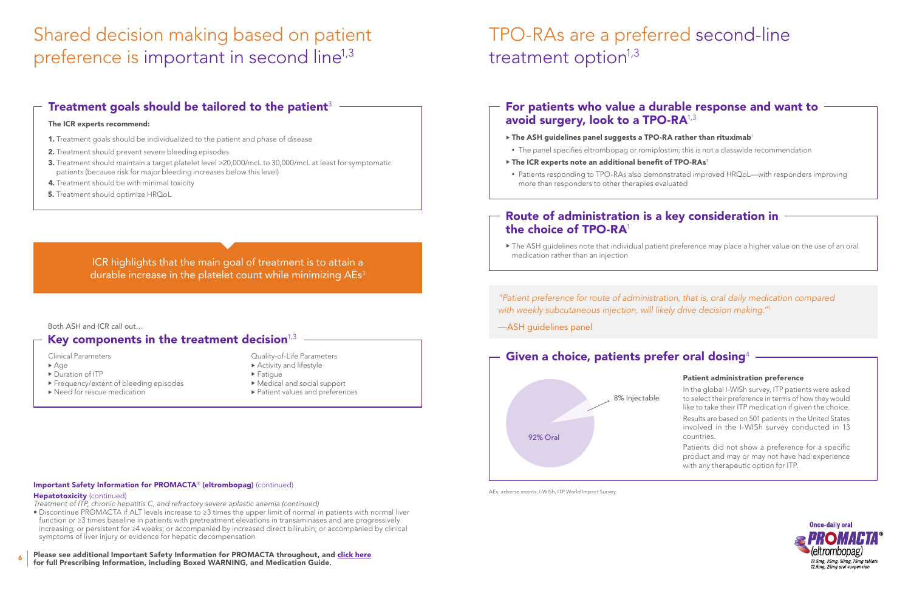# Shared decision making based on patient preference is important in second line[1,3]

## Treatment goals should be tailored to the patient[3]

**The ICR experts recommend:**

1. Treatment goals should be individualized to the patient and phase of disease
2. Treatment should prevent severe bleeding episodes
3. Treatment should maintain a target platelet level >20,000/mcL to 30,000/mcL at least for symptomatic patients (because risk for major bleeding increases below this level)
4. Treatment should be with minimal toxicity
5. Treatment should optimize HRQoL

ICR highlights that the main goal of treatment is to attain a durable increase in the platelet count while minimizing AEs[3]

Both ASH and ICR call out…

## Key components in the treatment decision[1,3]

Clinical Parameters

- Age
- Duration of ITP
- Frequency/extent of bleeding episodes
- Need for rescue medication

Quality-of-Life Parameters

- Activity and lifestyle
- Fatigue
- Medical and social support
- Patient values and preferences

**Important Safety Information for PROMACTA® (eltrombopag)** (continued)

**Hepatotoxicity** (continued)

*Treatment of ITP, chronic hepatitis C, and refractory severe aplastic anemia (continued)*

- Discontinue PROMACTA if ALT levels increase to ≥3 times the upper limit of normal in patients with normal liver function or ≥3 times baseline in patients with pretreatment elevations in transaminases and are progressively increasing; or persistent for ≥4 weeks; or accompanied by increased direct bilirubin; or accompanied by clinical symptoms of liver injury or evidence for hepatic decompensation

**Please see additional Important Safety Information for PROMACTA throughout, and click here for full Prescribing Information, including Boxed WARNING, and Medication Guide.**

# TPO-RAs are a preferred second-line treatment option[1,3]

## For patients who value a durable response and want to avoid surgery, look to a TPO-RA[1,3]

- **The ASH guidelines panel suggests a TPO-RA rather than rituximab**[1]
  - The panel specifies eltrombopag or romiplostim; this is not a classwide recommendation
- **The ICR experts note an additional benefit of TPO-RAs**[3]
  - Patients responding to TPO-RAs also demonstrated improved HRQoL—with responders improving more than responders to other therapies evaluated

## Route of administration is a key consideration in the choice of TPO-RA[1]

- The ASH guidelines note that individual patient preference may place a higher value on the use of an oral medication rather than an injection

*"Patient preference for route of administration, that is, oral daily medication compared with weekly subcutaneous injection, will likely drive decision making."*[1]

—ASH guidelines panel

## Given a choice, patients prefer oral dosing[4]

8% Injectable

92% Oral

**Patient administration preference**

In the global I-WISh survey, ITP patients were asked to select their preference in terms of how they would like to take their ITP medication if given the choice.

Results are based on 501 patients in the United States involved in the I-WISh survey conducted in 13 countries.

Patients did not show a preference for a specific product and may or may not have had experience with any therapeutic option for ITP.

AEs, adverse events; I-WISh, ITP World Impact Survey.

Once-daily oral PROMACTA® (eltrombopag) 12.5mg, 25mg, 50mg, 75mg tablets 12.5mg, 25mg oral suspension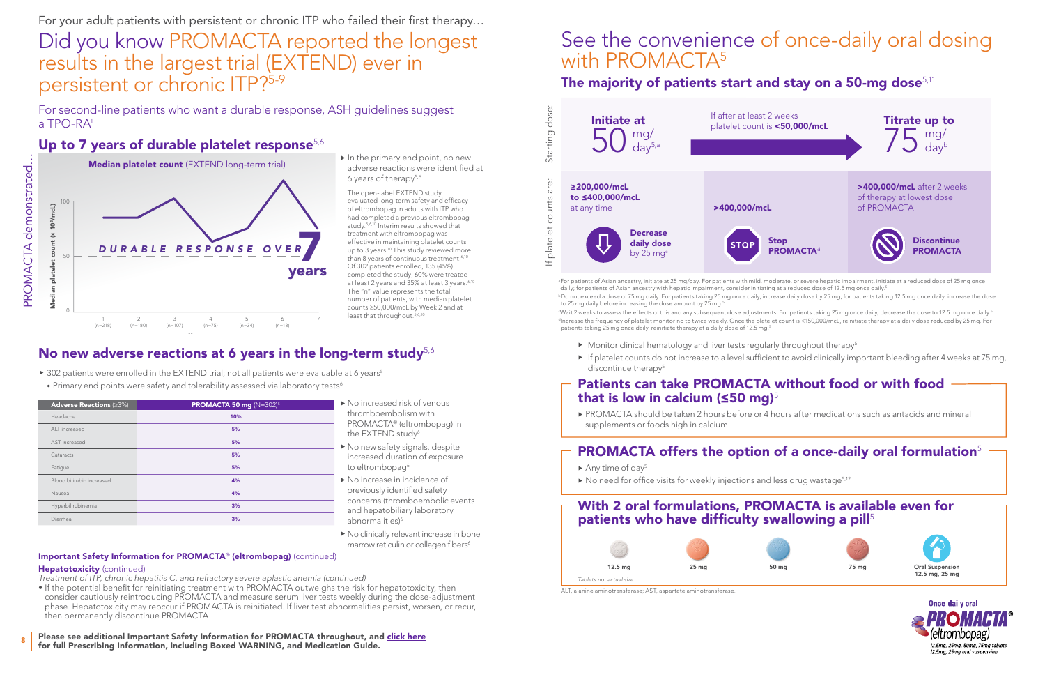For your adult patients with persistent or chronic ITP who failed their first therapy...

# Did you know PROMACTA reported the longest results in the largest trial (EXTEND) ever in persistent or chronic ITP?[5-9]

For second-line patients who want a durable response, ASH guidelines suggest a TPO-RA[1]

## Up to 7 years of durable platelet response[5,6]

PROMACTA demonstrated...

**Median platelet count** (EXTEND long-term trial)

Median platelet count (× 10⁹/mL)

DURABLE RESPONSE OVER 7 years

| Year | 1 | 2 | 3 | 4 | 5 | 6 | 7 |
|---|---|---|---|---|---|---|---|
| n | (n=218) | (n=180) | (n=107) | (n=75) | (n=34) | (n=18) | |

- In the primary end point, no new adverse reactions were identified at 6 years of therapy[5,6]

The open-label EXTEND study evaluated long-term safety and efficacy of eltrombopag in adults with ITP who had completed a previous eltrombopag study.[5,6,10] Interim results showed that treatment with eltrombopag was effective in maintaining platelet counts up to 3 years.[10] This study reviewed more than 8 years of continuous treatment.[6,10] Of 302 patients enrolled, 135 (45%) completed the study, 60% were treated at least 2 years and 35% at least 3 years.[6,10] The "n" value represents the total number of patients, with median platelet counts ≥50,000/mcL by Week 2 and at least that throughout.[5,6,10]

## No new adverse reactions at 6 years in the long-term study[5,6]

- 302 patients were enrolled in the EXTEND trial; not all patients were evaluable at 6 years[5]
  - Primary end points were safety and tolerability assessed via laboratory tests[6]

| Adverse Reactions (≥3%) | PROMACTA 50 mg (N=302)[5] |
|---|---|
| Headache | 10% |
| ALT increased | 5% |
| AST increased | 5% |
| Cataracts | 5% |
| Fatigue | 5% |
| Blood bilirubin increased | 4% |
| Nausea | 4% |
| Hyperbilirubinemia | 3% |
| Diarrhea | 3% |

- No increased risk of venous thromboembolism with PROMACTA® (eltrombopag) in the EXTEND study[6]
- No new safety signals, despite increased duration of exposure to eltrombopag[6]
- No increase in incidence of previously identified safety concerns (thromboembolic events and hepatobiliary laboratory abnormalities)[6]
- No clinically relevant increase in bone marrow reticulin or collagen fibers[6]

### Important Safety Information for PROMACTA® (eltrombopag) (continued)

**Hepatotoxicity** (continued)

*Treatment of ITP, chronic hepatitis C, and refractory severe aplastic anemia (continued)*

- If the potential benefit for reinitiating treatment with PROMACTA outweighs the risk for hepatotoxicity, then consider cautiously reintroducing PROMACTA and measure serum liver tests weekly during the dose-adjustment phase. Hepatotoxicity may reoccur if PROMACTA is reinitiated. If liver test abnormalities persist, worsen, or recur, then permanently discontinue PROMACTA

**Please see additional Important Safety Information for PROMACTA throughout, and click here for full Prescribing Information, including Boxed WARNING, and Medication Guide.**

# See the convenience of once-daily oral dosing with PROMACTA[5]

## The majority of patients start and stay on a 50-mg dose[5,11]

**Starting dose:**

- **Initiate at 50 mg/day**[5,a]
- If after at least 2 weeks platelet count is **<50,000/mcL** → **Titrate up to 75 mg/day**[b]

**If platelet counts are:**

| ≥200,000/mcL to ≤400,000/mcL at any time | >400,000/mcL | >400,000/mcL after 2 weeks of therapy at lowest dose of PROMACTA |
|---|---|---|
| **Decrease daily dose** by 25 mg[c] | **Stop PROMACTA**[d] | **Discontinue PROMACTA** |

[a]For patients of Asian ancestry, initiate at 25 mg/day. For patients with mild, moderate, or severe hepatic impairment, initiate at a reduced dose of 25 mg once daily; for patients of Asian ancestry with hepatic impairment, consider initiating at a reduced dose of 12.5 mg once daily.[5]

[b]Do not exceed a dose of 75 mg daily. For patients taking 25 mg once daily, increase daily dose by 25 mg; for patients taking 12.5 mg once daily, increase the dose to 25 mg daily before increasing the dose amount by 25 mg.[5]

[c]Wait 2 weeks to assess the effects of this and any subsequent dose adjustments. For patients taking 25 mg once daily, decrease the dose to 12.5 mg once daily.[5]

[d]Increase the frequency of platelet monitoring to twice weekly. Once the platelet count is <150,000/mcL, reinitiate therapy at a daily dose reduced by 25 mg. For patients taking 25 mg once daily, reinitiate therapy at a daily dose of 12.5 mg.[5]

- Monitor clinical hematology and liver tests regularly throughout therapy[5]
- If platelet counts do not increase to a level sufficient to avoid clinically important bleeding after 4 weeks at 75 mg, discontinue therapy[5]

## Patients can take PROMACTA without food or with food that is low in calcium (≤50 mg)[5]

- PROMACTA should be taken 2 hours before or 4 hours after medications such as antacids and mineral supplements or foods high in calcium

## PROMACTA offers the option of a once-daily oral formulation[5]

- Any time of day[5]
- No need for office visits for weekly injections and less drug wastage[5,12]

## With 2 oral formulations, PROMACTA is available even for patients who have difficulty swallowing a pill[5]

12.5 mg | 25 mg | 50 mg | 75 mg | Oral Suspension 12.5 mg, 25 mg

*Tablets not actual size.*

ALT, alanine aminotransferase; AST, aspartate aminotransferase.

Once-daily oral PROMACTA® (eltrombopag) 12.5mg, 25mg, 50mg, 75mg tablets 12.5mg, 25mg oral suspension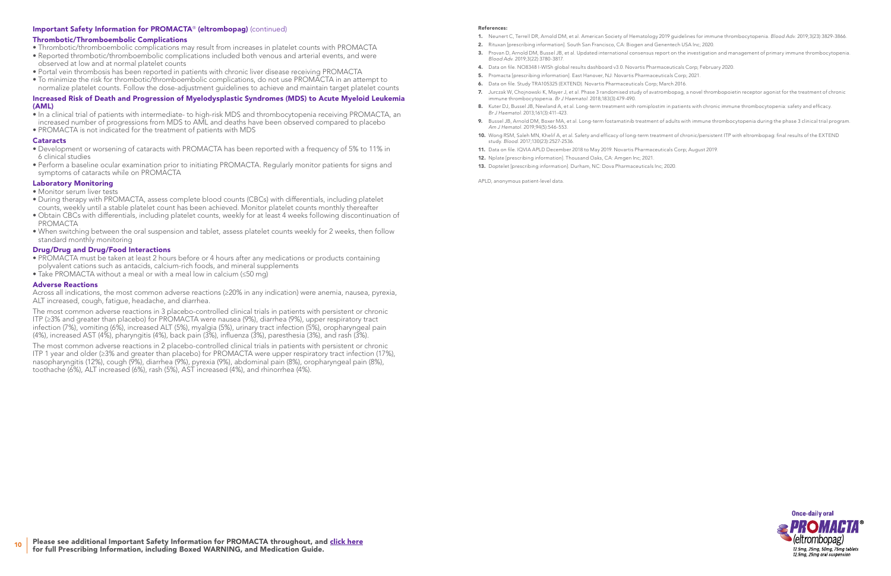## Important Safety Information for PROMACTA® (eltrombopag) (continued)

### Thrombotic/Thromboembolic Complications

- Thrombotic/thromboembolic complications may result from increases in platelet counts with PROMACTA
- Reported thrombotic/thromboembolic complications included both venous and arterial events, and were observed at low and at normal platelet counts
- Portal vein thrombosis has been reported in patients with chronic liver disease receiving PROMACTA
- To minimize the risk for thrombotic/thromboembolic complications, do not use PROMACTA in an attempt to normalize platelet counts. Follow the dose-adjustment guidelines to achieve and maintain target platelet counts

### Increased Risk of Death and Progression of Myelodysplastic Syndromes (MDS) to Acute Myeloid Leukemia (AML)

- In a clinical trial of patients with intermediate- to high-risk MDS and thrombocytopenia receiving PROMACTA, an increased number of progressions from MDS to AML and deaths have been observed compared to placebo
- PROMACTA is not indicated for the treatment of patients with MDS

### Cataracts

- Development or worsening of cataracts with PROMACTA has been reported with a frequency of 5% to 11% in 6 clinical studies
- Perform a baseline ocular examination prior to initiating PROMACTA. Regularly monitor patients for signs and symptoms of cataracts while on PROMACTA

### Laboratory Monitoring

- Monitor serum liver tests
- During therapy with PROMACTA, assess complete blood counts (CBCs) with differentials, including platelet counts, weekly until a stable platelet count has been achieved. Monitor platelet counts monthly thereafter
- Obtain CBCs with differentials, including platelet counts, weekly for at least 4 weeks following discontinuation of PROMACTA
- When switching between the oral suspension and tablet, assess platelet counts weekly for 2 weeks, then follow standard monthly monitoring

### Drug/Drug and Drug/Food Interactions

- PROMACTA must be taken at least 2 hours before or 4 hours after any medications or products containing polyvalent cations such as antacids, calcium-rich foods, and mineral supplements
- Take PROMACTA without a meal or with a meal low in calcium (≤50 mg)

### Adverse Reactions

Across all indications, the most common adverse reactions (≥20% in any indication) were anemia, nausea, pyrexia, ALT increased, cough, fatigue, headache, and diarrhea.

The most common adverse reactions in 3 placebo-controlled clinical trials in patients with persistent or chronic ITP (≥3% and greater than placebo) for PROMACTA were nausea (9%), diarrhea (9%), upper respiratory tract infection (7%), vomiting (6%), increased ALT (5%), myalgia (5%), urinary tract infection (5%), oropharyngeal pain (4%), increased AST (4%), pharyngitis (4%), back pain (3%), influenza (3%), paresthesia (3%), and rash (3%).

The most common adverse reactions in 2 placebo-controlled clinical trials in patients with persistent or chronic ITP 1 year and older (≥3% and greater than placebo) for PROMACTA were upper respiratory tract infection (17%), nasopharyngitis (12%), cough (9%), diarrhea (9%), pyrexia (9%), abdominal pain (8%), oropharyngeal pain (8%), toothache (6%), ALT increased (6%), rash (5%), AST increased (4%), and rhinorrhea (4%).

**Please see additional Important Safety Information for PROMACTA throughout, and click here for full Prescribing Information, including Boxed WARNING, and Medication Guide.**

**References:**

1. Neunert C, Terrell DR, Arnold DM, et al. American Society of Hematology 2019 guidelines for immune thrombocytopenia. *Blood Adv.* 2019;3(23):3829-3866.
2. Rituxan [prescribing information]. South San Francisco, CA: Biogen and Genentech USA Inc; 2020.
3. Provan D, Arnold DM, Bussel JB, et al. Updated international consensus report on the investigation and management of primary immune thrombocytopenia. *Blood Adv.* 2019;3(22):3780-3817.
4. Data on file. NO8348 I-WISh global results dashboard v3.0. Novartis Pharmaceuticals Corp; February 2020.
5. Promacta [prescribing information]. East Hanover, NJ: Novartis Pharmaceuticals Corp; 2021.
6. Data on file. Study TRA105325 (EXTEND). Novartis Pharmaceuticals Corp; March 2016.
7. Jurczak W, Chojnowski K, Mayer J, et al. Phase 3 randomised study of avatrombopag, a novel thrombopoietin receptor agonist for the treatment of chronic immune thrombocytopenia. *Br J Haematol.* 2018;183(3):479-490.
8. Kuter DJ, Bussel JB, Newland A, et al. Long-term treatment with romiplostim in patients with chronic immune thrombocytopenia: safety and efficacy. *Br J Haematol.* 2013;161(3):411-423.
9. Bussel JB, Arnold DM, Boxer MA, et al. Long-term fostamatinib treatment of adults with immune thrombocytopenia during the phase 3 clinical trial program. *Am J Hematol.* 2019;94(5):546-553.
10. Wong RSM, Saleh MN, Khelif A, et al. Safety and efficacy of long-term treatment of chronic/persistent ITP with eltrombopag: final results of the EXTEND study. *Blood.* 2017;130(23):2527-2536.
11. Data on file. IQVIA APLD December 2018 to May 2019. Novartis Pharmaceuticals Corp; August 2019.
12. Nplate [prescribing information]. Thousand Oaks, CA: Amgen Inc; 2021.
13. Doptelet [prescribing information]. Durham, NC: Dova Pharmaceuticals Inc; 2020.

APLD, anonymous patient-level data.

Once-daily oral PROMACTA® (eltrombopag) 12.5mg, 25mg, 50mg, 75mg tablets 12.5mg, 25mg oral suspension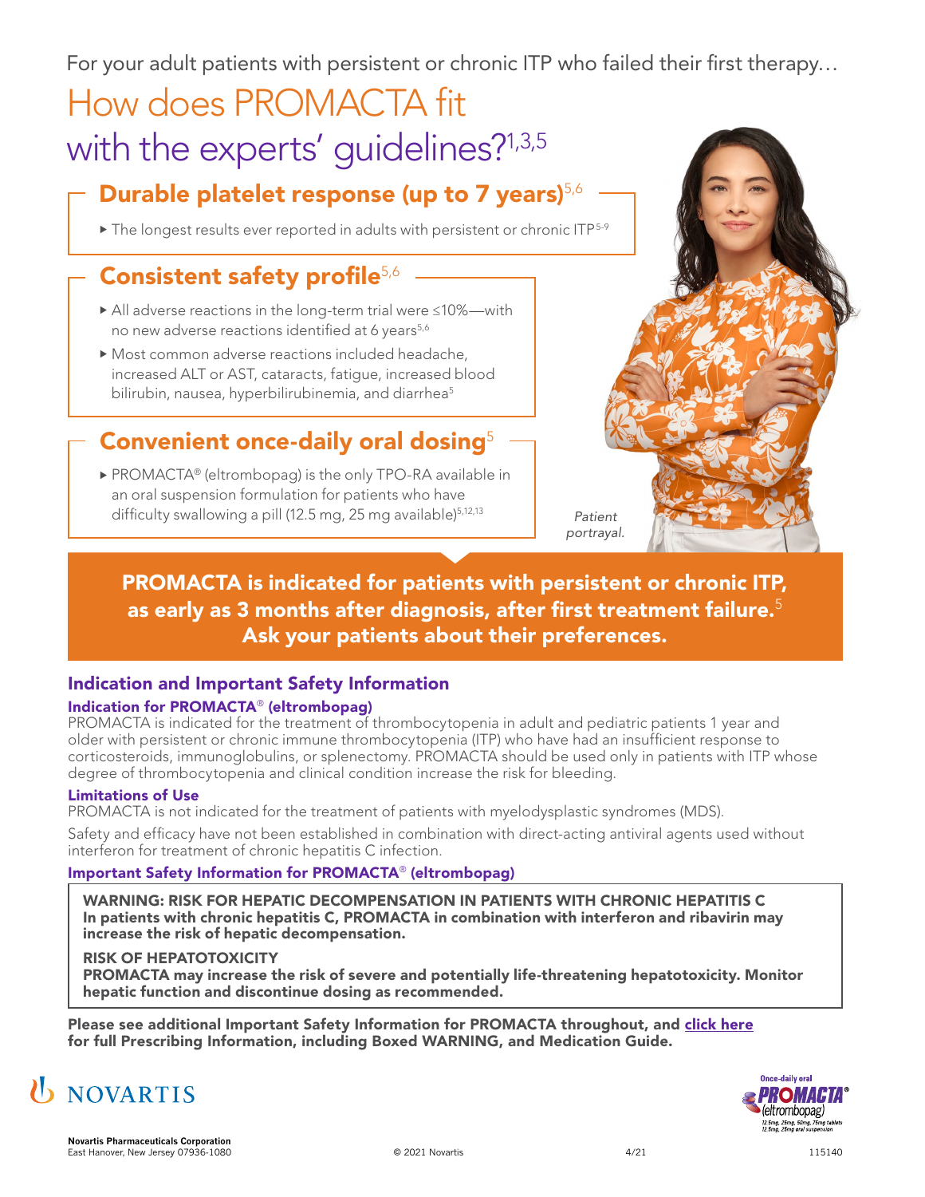For your adult patients with persistent or chronic ITP who failed their first therapy…

# How does PROMACTA fit with the experts' guidelines?[1,3,5]

## Durable platelet response (up to 7 years)[5,6]

- The longest results ever reported in adults with persistent or chronic ITP[5-9]

## Consistent safety profile[5,6]

- All adverse reactions in the long-term trial were ≤10%—with no new adverse reactions identified at 6 years[5,6]
- Most common adverse reactions included headache, increased ALT or AST, cataracts, fatigue, increased blood bilirubin, nausea, hyperbilirubinemia, and diarrhea[5]

## Convenient once-daily oral dosing[5]

- PROMACTA® (eltrombopag) is the only TPO-RA available in an oral suspension formulation for patients who have difficulty swallowing a pill (12.5 mg, 25 mg available)[5,12,13]

*Patient portrayal.*

**PROMACTA is indicated for patients with persistent or chronic ITP, as early as 3 months after diagnosis, after first treatment failure.[5] Ask your patients about their preferences.**

## Indication and Important Safety Information

### Indication for PROMACTA® (eltrombopag)

PROMACTA is indicated for the treatment of thrombocytopenia in adult and pediatric patients 1 year and older with persistent or chronic immune thrombocytopenia (ITP) who have had an insufficient response to corticosteroids, immunoglobulins, or splenectomy. PROMACTA should be used only in patients with ITP whose degree of thrombocytopenia and clinical condition increase the risk for bleeding.

### Limitations of Use

PROMACTA is not indicated for the treatment of patients with myelodysplastic syndromes (MDS).

Safety and efficacy have not been established in combination with direct-acting antiviral agents used without interferon for treatment of chronic hepatitis C infection.

### Important Safety Information for PROMACTA® (eltrombopag)

**WARNING: RISK FOR HEPATIC DECOMPENSATION IN PATIENTS WITH CHRONIC HEPATITIS C**
**In patients with chronic hepatitis C, PROMACTA in combination with interferon and ribavirin may increase the risk of hepatic decompensation.**

**RISK OF HEPATOTOXICITY**
**PROMACTA may increase the risk of severe and potentially life-threatening hepatotoxicity. Monitor hepatic function and discontinue dosing as recommended.**

**Please see additional Important Safety Information for PROMACTA throughout, and click here for full Prescribing Information, including Boxed WARNING, and Medication Guide.**

NOVARTIS

Once-daily oral PROMACTA® (eltrombopag) 12.5mg, 25mg, 50mg, 75mg tablets 12.5mg, 25mg oral suspension

**Novartis Pharmaceuticals Corporation**
East Hanover, New Jersey 07936-1080

© 2021 Novartis 4/21 115140